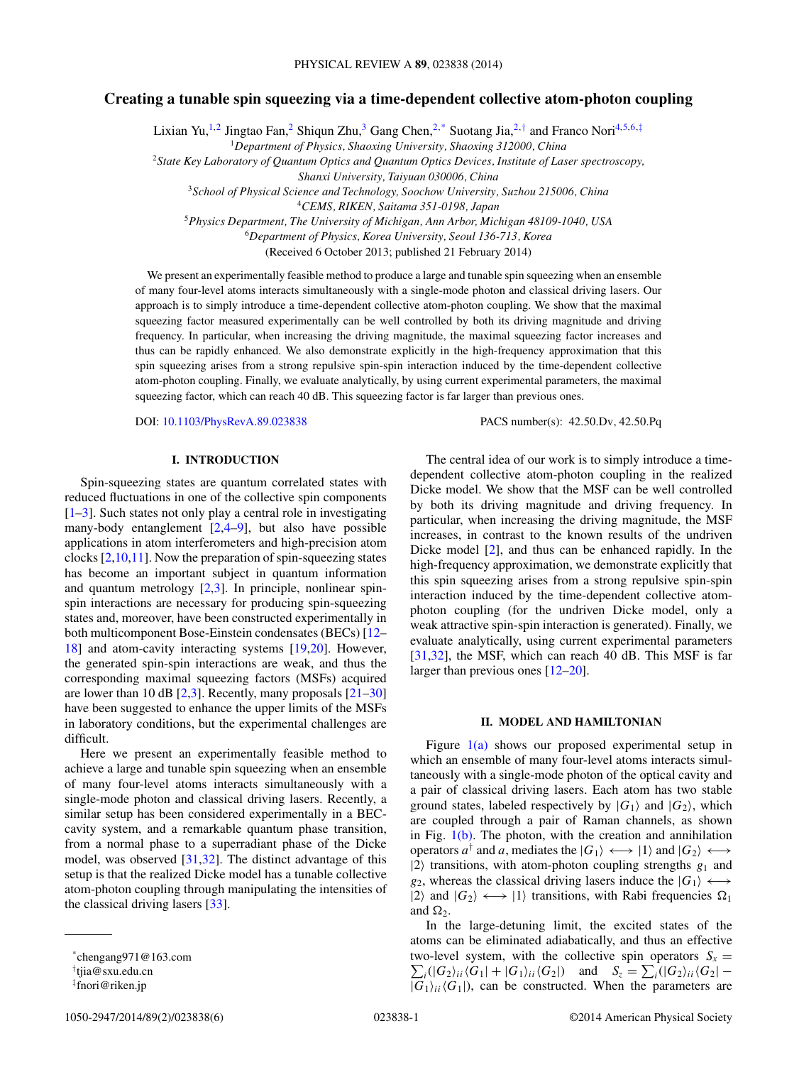# Creating a tunable spin squeezing via a time-dependent collective atom-photon coupling

Lixian Yu,[1,2] Jingtao Fan,[2] Shiqun Zhu,[3] Gang Chen,[2,*] Suotang Jia,[2,†] and Franco Nori[4,5,6,‡]

[1]*Department of Physics, Shaoxing University, Shaoxing 312000, China*
[2]*State Key Laboratory of Quantum Optics and Quantum Optics Devices, Institute of Laser spectroscopy, Shanxi University, Taiyuan 030006, China*
[3]*School of Physical Science and Technology, Soochow University, Suzhou 215006, China*
[4]*CEMS, RIKEN, Saitama 351-0198, Japan*
[5]*Physics Department, The University of Michigan, Ann Arbor, Michigan 48109-1040, USA*
[6]*Department of Physics, Korea University, Seoul 136-713, Korea*

(Received 6 October 2013; published 21 February 2014)

We present an experimentally feasible method to produce a large and tunable spin squeezing when an ensemble of many four-level atoms interacts simultaneously with a single-mode photon and classical driving lasers. Our approach is to simply introduce a time-dependent collective atom-photon coupling. We show that the maximal squeezing factor measured experimentally can be well controlled by both its driving magnitude and driving frequency. In particular, when increasing the driving magnitude, the maximal squeezing factor increases and thus can be rapidly enhanced. We also demonstrate explicitly in the high-frequency approximation that this spin squeezing arises from a strong repulsive spin-spin interaction induced by the time-dependent collective atom-photon coupling. Finally, we evaluate analytically, by using current experimental parameters, the maximal squeezing factor, which can reach 40 dB. This squeezing factor is far larger than previous ones.

DOI: 10.1103/PhysRevA.89.023838    PACS number(s): 42.50.Dv, 42.50.Pq

## I. INTRODUCTION

Spin-squeezing states are quantum correlated states with reduced fluctuations in one of the collective spin components [1–3]. Such states not only play a central role in investigating many-body entanglement [2,4–9], but also have possible applications in atom interferometers and high-precision atom clocks [2,10,11]. Now the preparation of spin-squeezing states has become an important subject in quantum information and quantum metrology [2,3]. In principle, nonlinear spin-spin interactions are necessary for producing spin-squeezing states and, moreover, have been constructed experimentally in both multicomponent Bose-Einstein condensates (BECs) [12–18] and atom-cavity interacting systems [19,20]. However, the generated spin-spin interactions are weak, and thus the corresponding maximal squeezing factors (MSFs) acquired are lower than 10 dB [2,3]. Recently, many proposals [21–30] have been suggested to enhance the upper limits of the MSFs in laboratory conditions, but the experimental challenges are difficult.

Here we present an experimentally feasible method to achieve a large and tunable spin squeezing when an ensemble of many four-level atoms interacts simultaneously with a single-mode photon and classical driving lasers. Recently, a similar setup has been considered experimentally in a BEC-cavity system, and a remarkable quantum phase transition, from a normal phase to a superradiant phase of the Dicke model, was observed [31,32]. The distinct advantage of this setup is that the realized Dicke model has a tunable collective atom-photon coupling through manipulating the intensities of the classical driving lasers [33].

The central idea of our work is to simply introduce a time-dependent collective atom-photon coupling in the realized Dicke model. We show that the MSF can be well controlled by both its driving magnitude and driving frequency. In particular, when increasing the driving magnitude, the MSF increases, in contrast to the known results of the undriven Dicke model [2], and thus can be enhanced rapidly. In the high-frequency approximation, we demonstrate explicitly that this spin squeezing arises from a strong repulsive spin-spin interaction induced by the time-dependent collective atom-photon coupling (for the undriven Dicke model, only a weak attractive spin-spin interaction is generated). Finally, we evaluate analytically, using current experimental parameters [31,32], the MSF, which can reach 40 dB. This MSF is far larger than previous ones [12–20].

## II. MODEL AND HAMILTONIAN

Figure 1(a) shows our proposed experimental setup in which an ensemble of many four-level atoms interacts simultaneously with a single-mode photon of the optical cavity and a pair of classical driving lasers. Each atom has two stable ground states, labeled respectively by $|G_1\rangle$ and $|G_2\rangle$, which are coupled through a pair of Raman channels, as shown in Fig. 1(b). The photon, with the creation and annihilation operators $a^\dagger$ and $a$, mediates the $|G_1\rangle \longleftrightarrow |1\rangle$ and $|G_2\rangle \longleftrightarrow |2\rangle$ transitions, with atom-photon coupling strengths $g_1$ and $g_2$, whereas the classical driving lasers induce the $|G_1\rangle \longleftrightarrow |2\rangle$ and $|G_2\rangle \longleftrightarrow |1\rangle$ transitions, with Rabi frequencies $\Omega_1$ and $\Omega_2$.

In the large-detuning limit, the excited states of the atoms can be eliminated adiabatically, and thus an effective two-level system, with the collective spin operators $S_x = \sum_i (|G_2\rangle_{ii}\langle G_1| + |G_1\rangle_{ii}\langle G_2|)$ and $S_z = \sum_i (|G_2\rangle_{ii}\langle G_2| - |G_1\rangle_{ii}\langle G_1|)$, can be constructed. When the parameters are

---

*chengang971@163.com
†tjia@sxu.edu.cn
‡fnori@riken.jp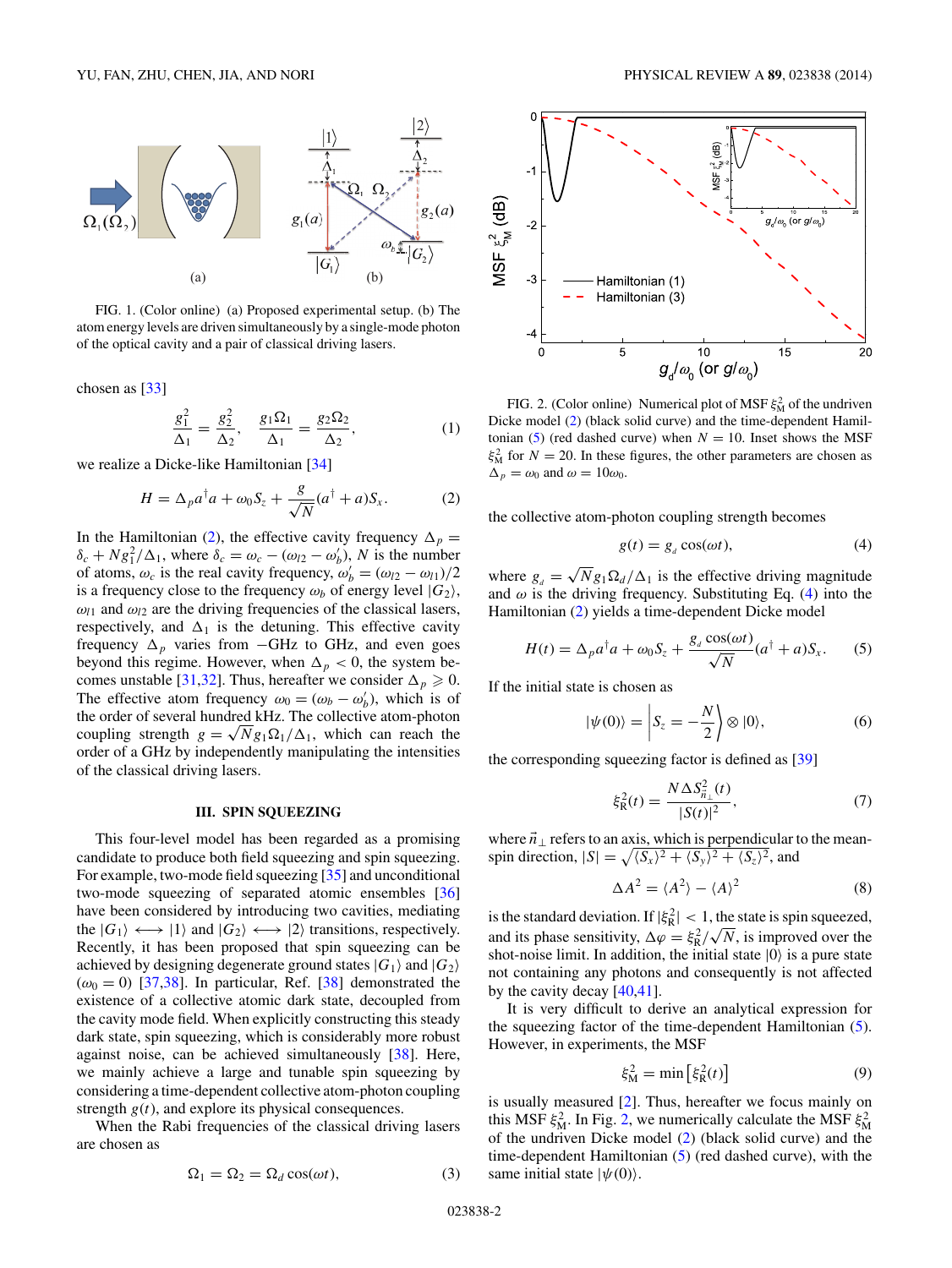FIG. 1. (Color online) (a) Proposed experimental setup. (b) The atom energy levels are driven simultaneously by a single-mode photon of the optical cavity and a pair of classical driving lasers.

chosen as [33]

$$\frac{g_1^2}{\Delta_1} = \frac{g_2^2}{\Delta_2}, \quad \frac{g_1\Omega_1}{\Delta_1} = \frac{g_2\Omega_2}{\Delta_2}, \tag{1}$$

we realize a Dicke-like Hamiltonian [34]

$$H = \Delta_p a^\dagger a + \omega_0 S_z + \frac{g}{\sqrt{N}}(a^\dagger + a)S_x. \tag{2}$$

In the Hamiltonian (2), the effective cavity frequency $\Delta_p = \delta_c + Ng_1^2/\Delta_1$, where $\delta_c = \omega_c - (\omega_{l2} - \omega_b')$, $N$ is the number of atoms, $\omega_c$ is the real cavity frequency, $\omega_b' = (\omega_{l2} - \omega_{l1})/2$ is a frequency close to the frequency $\omega_b$ of energy level $|G_2\rangle$, $\omega_{l1}$ and $\omega_{l2}$ are the driving frequencies of the classical lasers, respectively, and $\Delta_1$ is the detuning. This effective cavity frequency $\Delta_p$ varies from $-$GHz to GHz, and even goes beyond this regime. However, when $\Delta_p < 0$, the system becomes unstable [31,32]. Thus, hereafter we consider $\Delta_p \geqslant 0$. The effective atom frequency $\omega_0 = (\omega_b - \omega_b')$, which is of the order of several hundred kHz. The collective atom-photon coupling strength $g = \sqrt{N}g_1\Omega_1/\Delta_1$, which can reach the order of a GHz by independently manipulating the intensities of the classical driving lasers.

## III. SPIN SQUEEZING

This four-level model has been regarded as a promising candidate to produce both field squeezing and spin squeezing. For example, two-mode field squeezing [35] and unconditional two-mode squeezing of separated atomic ensembles [36] have been considered by introducing two cavities, mediating the $|G_1\rangle \longleftrightarrow |1\rangle$ and $|G_2\rangle \longleftrightarrow |2\rangle$ transitions, respectively. Recently, it has been proposed that spin squeezing can be achieved by designing degenerate ground states $|G_1\rangle$ and $|G_2\rangle$ ($\omega_0 = 0$) [37,38]. In particular, Ref. [38] demonstrated the existence of a collective atomic dark state, decoupled from the cavity mode field. When explicitly constructing this steady dark state, spin squeezing, which is considerably more robust against noise, can be achieved simultaneously [38]. Here, we mainly achieve a large and tunable spin squeezing by considering a time-dependent collective atom-photon coupling strength $g(t)$, and explore its physical consequences.

When the Rabi frequencies of the classical driving lasers are chosen as

$$\Omega_1 = \Omega_2 = \Omega_d \cos(\omega t), \tag{3}$$

FIG. 2. (Color online) Numerical plot of MSF $\xi_{\rm M}^2$ of the undriven Dicke model (2) (black solid curve) and the time-dependent Hamiltonian (5) (red dashed curve) when $N = 10$. Inset shows the MSF $\xi_{\rm M}^2$ for $N = 20$. In these figures, the other parameters are chosen as $\Delta_p = \omega_0$ and $\omega = 10\omega_0$.

the collective atom-photon coupling strength becomes

$$g(t) = g_d \cos(\omega t), \tag{4}$$

where $g_d = \sqrt{N}g_1\Omega_d/\Delta_1$ is the effective driving magnitude and $\omega$ is the driving frequency. Substituting Eq. (4) into the Hamiltonian (2) yields a time-dependent Dicke model

$$H(t) = \Delta_p a^\dagger a + \omega_0 S_z + \frac{g_d \cos(\omega t)}{\sqrt{N}}(a^\dagger + a)S_x. \tag{5}$$

If the initial state is chosen as

$$|\psi(0)\rangle = \left|S_z = -\frac{N}{2}\right\rangle \otimes |0\rangle, \tag{6}$$

the corresponding squeezing factor is defined as [39]

$$\xi_{\rm R}^2(t) = \frac{N\Delta S_{\vec{n}_\perp}^2(t)}{|S(t)|^2}, \tag{7}$$

where $\vec{n}_\perp$ refers to an axis, which is perpendicular to the mean-spin direction, $|S| = \sqrt{\langle S_x\rangle^2 + \langle S_y\rangle^2 + \langle S_z\rangle^2}$, and

$$\Delta A^2 = \langle A^2\rangle - \langle A\rangle^2 \tag{8}$$

is the standard deviation. If $|\xi_{\rm R}^2| < 1$, the state is spin squeezed, and its phase sensitivity, $\Delta\varphi = \xi_{\rm R}^2/\sqrt{N}$, is improved over the shot-noise limit. In addition, the initial state $|0\rangle$ is a pure state not containing any photons and consequently is not affected by the cavity decay [40,41].

It is very difficult to derive an analytical expression for the squeezing factor of the time-dependent Hamiltonian (5). However, in experiments, the MSF

$$\xi_{\rm M}^2 = \min\left[\xi_{\rm R}^2(t)\right] \tag{9}$$

is usually measured [2]. Thus, hereafter we focus mainly on this MSF $\xi_{\rm M}^2$. In Fig. 2, we numerically calculate the MSF $\xi_{\rm M}^2$ of the undriven Dicke model (2) (black solid curve) and the time-dependent Hamiltonian (5) (red dashed curve), with the same initial state $|\psi(0)\rangle$.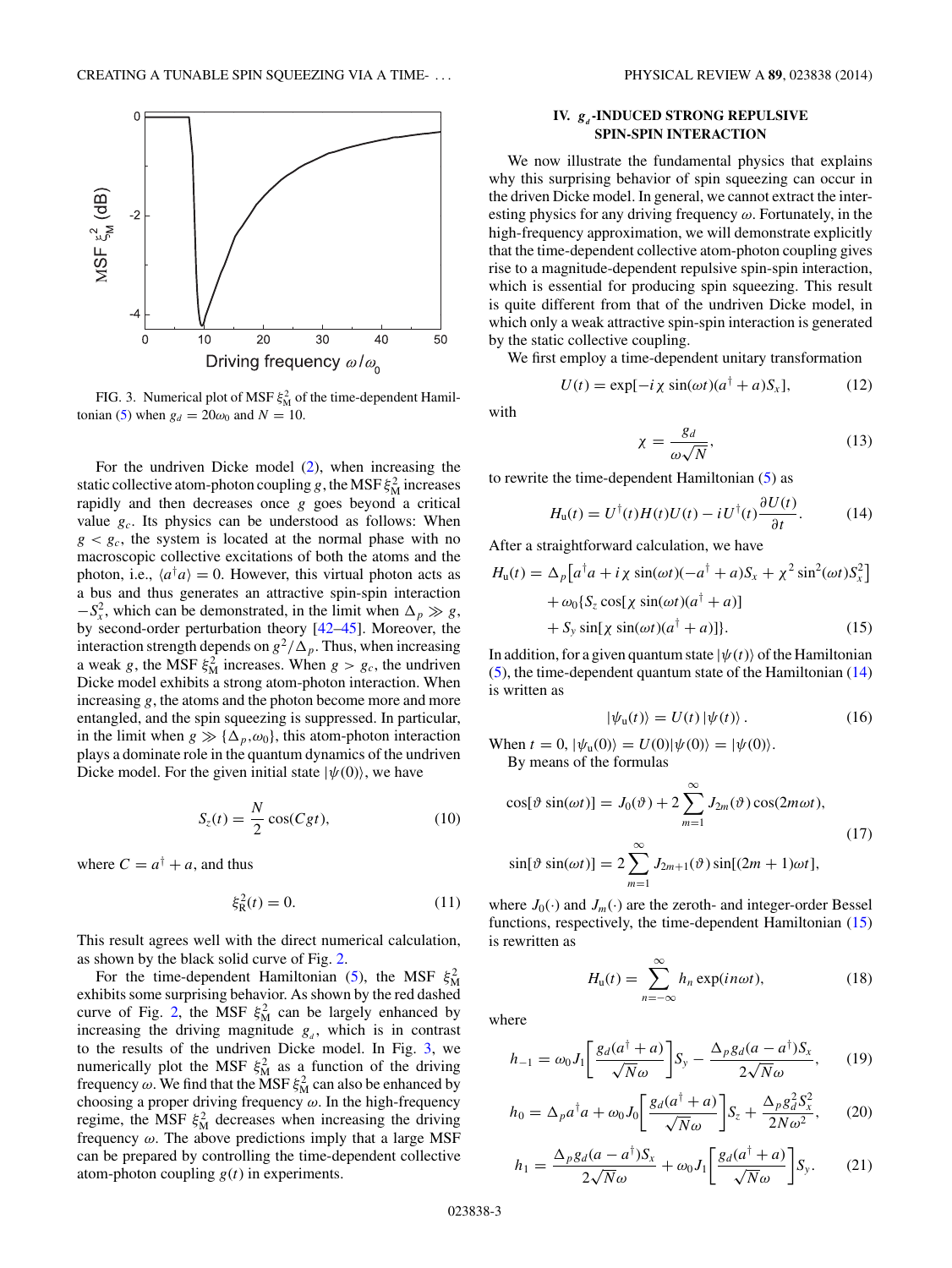FIG. 3. Numerical plot of MSF $\xi_M^2$ of the time-dependent Hamiltonian (5) when $g_d = 20\omega_0$ and $N = 10$.

For the undriven Dicke model (2), when increasing the static collective atom-photon coupling $g$, the MSF $\xi_M^2$ increases rapidly and then decreases once $g$ goes beyond a critical value $g_c$. Its physics can be understood as follows: When $g < g_c$, the system is located at the normal phase with no macroscopic collective excitations of both the atoms and the photon, i.e., $\langle a^\dagger a\rangle = 0$. However, this virtual photon acts as a bus and thus generates an attractive spin-spin interaction $-S_x^2$, which can be demonstrated, in the limit when $\Delta_p \gg g$, by second-order perturbation theory [42–45]. Moreover, the interaction strength depends on $g^2/\Delta_p$. Thus, when increasing a weak $g$, the MSF $\xi_M^2$ increases. When $g > g_c$, the undriven Dicke model exhibits a strong atom-photon interaction. When increasing $g$, the atoms and the photon become more and more entangled, and the spin squeezing is suppressed. In particular, in the limit when $g \gg \{\Delta_p,\omega_0\}$, this atom-photon interaction plays a dominate role in the quantum dynamics of the undriven Dicke model. For the given initial state $|\psi(0)\rangle$, we have

$$S_z(t) = \frac{N}{2}\cos(Cgt), \tag{10}$$

where $C = a^\dagger + a$, and thus

$$\xi_R^2(t) = 0. \tag{11}$$

This result agrees well with the direct numerical calculation, as shown by the black solid curve of Fig. 2.

For the time-dependent Hamiltonian (5), the MSF $\xi_M^2$ exhibits some surprising behavior. As shown by the red dashed curve of Fig. 2, the MSF $\xi_M^2$ can be largely enhanced by increasing the driving magnitude $g_d$, which is in contrast to the results of the undriven Dicke model. In Fig. 3, we numerically plot the MSF $\xi_M^2$ as a function of the driving frequency $\omega$. We find that the MSF $\xi_M^2$ can also be enhanced by choosing a proper driving frequency $\omega$. In the high-frequency regime, the MSF $\xi_M^2$ decreases when increasing the driving frequency $\omega$. The above predictions imply that a large MSF can be prepared by controlling the time-dependent collective atom-photon coupling $g(t)$ in experiments.

## IV. $g_d$-INDUCED STRONG REPULSIVE SPIN-SPIN INTERACTION

We now illustrate the fundamental physics that explains why this surprising behavior of spin squeezing can occur in the driven Dicke model. In general, we cannot extract the interesting physics for any driving frequency $\omega$. Fortunately, in the high-frequency approximation, we will demonstrate explicitly that the time-dependent collective atom-photon coupling gives rise to a magnitude-dependent repulsive spin-spin interaction, which is essential for producing spin squeezing. This result is quite different from that of the undriven Dicke model, in which only a weak attractive spin-spin interaction is generated by the static collective coupling.

We first employ a time-dependent unitary transformation

$$U(t) = \exp[-i\chi\sin(\omega t)(a^\dagger + a)S_x], \tag{12}$$

with

$$\chi = \frac{g_d}{\omega\sqrt{N}}, \tag{13}$$

to rewrite the time-dependent Hamiltonian (5) as

$$H_u(t) = U^\dagger(t)H(t)U(t) - iU^\dagger(t)\frac{\partial U(t)}{\partial t}. \tag{14}$$

After a straightforward calculation, we have

$$\begin{aligned} H_u(t) = {} & \Delta_p\left[a^\dagger a + i\chi\sin(\omega t)(-a^\dagger + a)S_x + \chi^2\sin^2(\omega t)S_x^2\right] \\ & + \omega_0\{S_z\cos[\chi\sin(\omega t)(a^\dagger + a)] \\ & + S_y\sin[\chi\sin(\omega t)(a^\dagger + a)]\}. \end{aligned} \tag{15}$$

In addition, for a given quantum state $|\psi(t)\rangle$ of the Hamiltonian (5), the time-dependent quantum state of the Hamiltonian (14) is written as

$$|\psi_u(t)\rangle = U(t)\,|\psi(t)\rangle\,. \tag{16}$$

When $t = 0$, $|\psi_u(0)\rangle = U(0)|\psi(0)\rangle = |\psi(0)\rangle$.

By means of the formulas

$$\begin{aligned} \cos[\vartheta\sin(\omega t)] &= J_0(\vartheta) + 2\sum_{m=1}^{\infty} J_{2m}(\vartheta)\cos(2m\omega t), \\ \sin[\vartheta\sin(\omega t)] &= 2\sum_{m=1}^{\infty} J_{2m+1}(\vartheta)\sin[(2m+1)\omega t], \end{aligned} \tag{17}$$

where $J_0(\cdot)$ and $J_m(\cdot)$ are the zeroth- and integer-order Bessel functions, respectively, the time-dependent Hamiltonian (15) is rewritten as

$$H_u(t) = \sum_{n=-\infty}^{\infty} h_n \exp(in\omega t), \tag{18}$$

where

$$h_{-1} = \omega_0 J_1\left[\frac{g_d(a^\dagger + a)}{\sqrt{N}\omega}\right]S_y - \frac{\Delta_p g_d(a - a^\dagger)S_x}{2\sqrt{N}\omega}, \tag{19}$$

$$h_0 = \Delta_p a^\dagger a + \omega_0 J_0\left[\frac{g_d(a^\dagger + a)}{\sqrt{N}\omega}\right]S_z + \frac{\Delta_p g_d^2 S_x^2}{2N\omega^2}, \tag{20}$$

$$h_1 = \frac{\Delta_p g_d(a - a^\dagger)S_x}{2\sqrt{N}\omega} + \omega_0 J_1\left[\frac{g_d(a^\dagger + a)}{\sqrt{N}\omega}\right]S_y. \tag{21}$$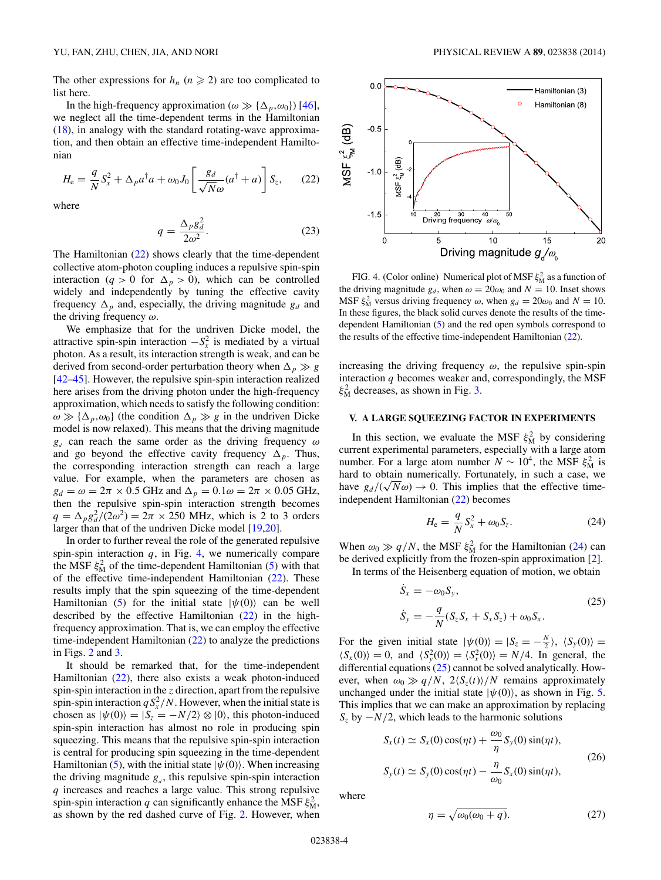The other expressions for $h_n$ ($n \geqslant 2$) are too complicated to list here.

In the high-frequency approximation ($\omega \gg \{\Delta_p, \omega_0\}$) [46], we neglect all the time-dependent terms in the Hamiltonian (18), in analogy with the standard rotating-wave approximation, and then obtain an effective time-independent Hamiltonian

$$H_e = \frac{q}{N}S_x^2 + \Delta_p a^\dagger a + \omega_0 J_0\left[\frac{g_d}{\sqrt{N}\omega}(a^\dagger + a)\right]S_z, \tag{22}$$

where

$$q = \frac{\Delta_p g_d^2}{2\omega^2}. \tag{23}$$

The Hamiltonian (22) shows clearly that the time-dependent collective atom-photon coupling induces a repulsive spin-spin interaction ($q > 0$ for $\Delta_p > 0$), which can be controlled widely and independently by tuning the effective cavity frequency $\Delta_p$ and, especially, the driving magnitude $g_d$ and the driving frequency $\omega$.

We emphasize that for the undriven Dicke model, the attractive spin-spin interaction $-S_x^2$ is mediated by a virtual photon. As a result, its interaction strength is weak, and can be derived from second-order perturbation theory when $\Delta_p \gg g$ [42–45]. However, the repulsive spin-spin interaction realized here arises from the driving photon under the high-frequency approximation, which needs to satisfy the following condition: $\omega \gg \{\Delta_p, \omega_0\}$ (the condition $\Delta_p \gg g$ in the undriven Dicke model is now relaxed). This means that the driving magnitude $g_d$ can reach the same order as the driving frequency $\omega$ and go beyond the effective cavity frequency $\Delta_p$. Thus, the corresponding interaction strength can reach a large value. For example, when the parameters are chosen as $g_d = \omega = 2\pi \times 0.5$ GHz and $\Delta_p = 0.1\omega = 2\pi \times 0.05$ GHz, then the repulsive spin-spin interaction strength becomes $q = \Delta_p g_d^2/(2\omega^2) = 2\pi \times 250$ MHz, which is 2 to 3 orders larger than that of the undriven Dicke model [19,20].

In order to further reveal the role of the generated repulsive spin-spin interaction $q$, in Fig. 4, we numerically compare the MSF $\xi_M^2$ of the time-dependent Hamiltonian (5) with that of the effective time-independent Hamiltonian (22). These results imply that the spin squeezing of the time-dependent Hamiltonian (5) for the initial state $|\psi(0)\rangle$ can be well described by the effective Hamiltonian (22) in the high-frequency approximation. That is, we can employ the effective time-independent Hamiltonian (22) to analyze the predictions in Figs. 2 and 3.

It should be remarked that, for the time-independent Hamiltonian (22), there also exists a weak photon-induced spin-spin interaction in the $z$ direction, apart from the repulsive spin-spin interaction $qS_x^2/N$. However, when the initial state is chosen as $|\psi(0)\rangle = |S_z = -N/2\rangle \otimes |0\rangle$, this photon-induced spin-spin interaction has almost no role in producing spin squeezing. This means that the repulsive spin-spin interaction is central for producing spin squeezing in the time-dependent Hamiltonian (5), with the initial state $|\psi(0)\rangle$. When increasing the driving magnitude $g_d$, this repulsive spin-spin interaction $q$ increases and reaches a large value. This strong repulsive spin-spin interaction $q$ can significantly enhance the MSF $\xi_M^2$, as shown by the red dashed curve of Fig. 2. However, when increasing the driving frequency $\omega$, the repulsive spin-spin interaction $q$ becomes weaker and, correspondingly, the MSF $\xi_M^2$ decreases, as shown in Fig. 3.

FIG. 4. (Color online) Numerical plot of MSF $\xi_M^2$ as a function of the driving magnitude $g_d$, when $\omega = 20\omega_0$ and $N = 10$. Inset shows MSF $\xi_M^2$ versus driving frequency $\omega$, when $g_d = 20\omega_0$ and $N = 10$. In these figures, the black solid curves denote the results of the time-dependent Hamiltonian (5) and the red open symbols correspond to the results of the effective time-independent Hamiltonian (22).

## V. A LARGE SQUEEZING FACTOR IN EXPERIMENTS

In this section, we evaluate the MSF $\xi_M^2$ by considering current experimental parameters, especially with a large atom number. For a large atom number $N \sim 10^4$, the MSF $\xi_M^2$ is hard to obtain numerically. Fortunately, in such a case, we have $g_d/(\sqrt{N}\omega) \to 0$. This implies that the effective time-independent Hamiltonian (22) becomes

$$H_e = \frac{q}{N}S_x^2 + \omega_0 S_z. \tag{24}$$

When $\omega_0 \gg q/N$, the MSF $\xi_M^2$ for the Hamiltonian (24) can be derived explicitly from the frozen-spin approximation [2].

In terms of the Heisenberg equation of motion, we obtain

$$\begin{aligned} \dot{S}_x &= -\omega_0 S_y, \\ \dot{S}_y &= -\frac{q}{N}(S_z S_x + S_x S_z) + \omega_0 S_x. \end{aligned} \tag{25}$$

For the given initial state $|\psi(0)\rangle = |S_z = -\frac{N}{2}\rangle$, $\langle S_y(0)\rangle = \langle S_x(0)\rangle = 0$, and $\langle S_y^2(0)\rangle = \langle S_x^2(0)\rangle = N/4$. In general, the differential equations (25) cannot be solved analytically. However, when $\omega_0 \gg q/N$, $2\langle S_z(t)\rangle/N$ remains approximately unchanged under the initial state $|\psi(0)\rangle$, as shown in Fig. 5. This implies that we can make an approximation by replacing $S_z$ by $-N/2$, which leads to the harmonic solutions

$$\begin{aligned} S_x(t) &\simeq S_x(0)\cos(\eta t) + \frac{\omega_0}{\eta}S_y(0)\sin(\eta t), \\ S_y(t) &\simeq S_y(0)\cos(\eta t) - \frac{\eta}{\omega_0}S_x(0)\sin(\eta t), \end{aligned} \tag{26}$$

where

$$\eta = \sqrt{\omega_0(\omega_0 + q)}. \tag{27}$$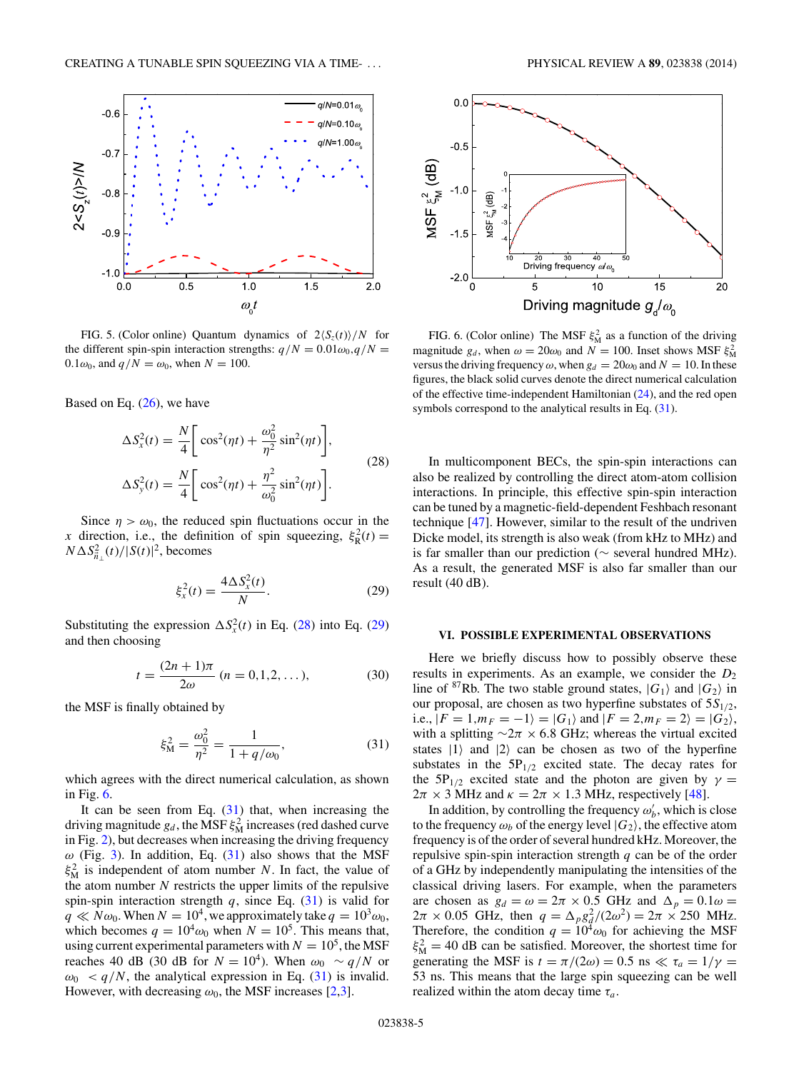FIG. 5. (Color online) Quantum dynamics of $2\langle S_z(t)\rangle/N$ for the different spin-spin interaction strengths: $q/N = 0.01\omega_0, q/N = 0.1\omega_0$, and $q/N = \omega_0$, when $N = 100$.

FIG. 6. (Color online) The MSF $\xi_M^2$ as a function of the driving magnitude $g_d$, when $\omega = 20\omega_0$ and $N = 100$. Inset shows MSF $\xi_M^2$ versus the driving frequency $\omega$, when $g_d = 20\omega_0$ and $N = 10$. In these figures, the black solid curves denote the direct numerical calculation of the effective time-independent Hamiltonian (24), and the red open symbols correspond to the analytical results in Eq. (31).

Based on Eq. (26), we have

$$\Delta S_x^2(t) = \frac{N}{4}\left[\cos^2(\eta t) + \frac{\omega_0^2}{\eta^2}\sin^2(\eta t)\right],$$
$$\Delta S_y^2(t) = \frac{N}{4}\left[\cos^2(\eta t) + \frac{\eta^2}{\omega_0^2}\sin^2(\eta t)\right]. \tag{28}$$

Since $\eta > \omega_0$, the reduced spin fluctuations occur in the $x$ direction, i.e., the definition of spin squeezing, $\xi_R^2(t) = N\Delta S_{\vec{n}_\perp}^2(t)/|S(t)|^2$, becomes

$$\xi_x^2(t) = \frac{4\Delta S_x^2(t)}{N}. \tag{29}$$

Substituting the expression $\Delta S_x^2(t)$ in Eq. (28) into Eq. (29) and then choosing

$$t = \frac{(2n+1)\pi}{2\omega}\ (n = 0,1,2,\dots), \tag{30}$$

the MSF is finally obtained by

$$\xi_M^2 = \frac{\omega_0^2}{\eta^2} = \frac{1}{1+q/\omega_0}, \tag{31}$$

which agrees with the direct numerical calculation, as shown in Fig. 6.

It can be seen from Eq. (31) that, when increasing the driving magnitude $g_d$, the MSF $\xi_M^2$ increases (red dashed curve in Fig. 2), but decreases when increasing the driving frequency $\omega$ (Fig. 3). In addition, Eq. (31) also shows that the MSF $\xi_M^2$ is independent of atom number $N$. In fact, the value of the atom number $N$ restricts the upper limits of the repulsive spin-spin interaction strength $q$, since Eq. (31) is valid for $q \ll N\omega_0$. When $N = 10^4$, we approximately take $q = 10^3\omega_0$, which becomes $q = 10^4\omega_0$ when $N = 10^5$. This means that, using current experimental parameters with $N = 10^5$, the MSF reaches 40 dB (30 dB for $N = 10^4$). When $\omega_0 \sim q/N$ or $\omega_0 < q/N$, the analytical expression in Eq. (31) is invalid. However, with decreasing $\omega_0$, the MSF increases [2,3].

In multicomponent BECs, the spin-spin interactions can also be realized by controlling the direct atom-atom collision interactions. In principle, this effective spin-spin interaction can be tuned by a magnetic-field-dependent Feshbach resonant technique [47]. However, similar to the result of the undriven Dicke model, its strength is also weak (from kHz to MHz) and is far smaller than our prediction ($\sim$ several hundred MHz). As a result, the generated MSF is also far smaller than our result (40 dB).

## VI. POSSIBLE EXPERIMENTAL OBSERVATIONS

Here we briefly discuss how to possibly observe these results in experiments. As an example, we consider the $D_2$ line of $^{87}$Rb. The two stable ground states, $|G_1\rangle$ and $|G_2\rangle$ in our proposal, are chosen as two hyperfine substates of $5S_{1/2}$, i.e., $|F = 1, m_F = -1\rangle = |G_1\rangle$ and $|F = 2, m_F = 2\rangle = |G_2\rangle$, with a splitting $\sim 2\pi \times 6.8$ GHz; whereas the virtual excited states $|1\rangle$ and $|2\rangle$ can be chosen as two of the hyperfine substates in the $5P_{1/2}$ excited state. The decay rates for the $5P_{1/2}$ excited state and the photon are given by $\gamma = 2\pi \times 3$ MHz and $\kappa = 2\pi \times 1.3$ MHz, respectively [48].

In addition, by controlling the frequency $\omega_b'$, which is close to the frequency $\omega_b$ of the energy level $|G_2\rangle$, the effective atom frequency is of the order of several hundred kHz. Moreover, the repulsive spin-spin interaction strength $q$ can be of the order of a GHz by independently manipulating the intensities of the classical driving lasers. For example, when the parameters are chosen as $g_d = \omega = 2\pi \times 0.5$ GHz and $\Delta_p = 0.1\omega = 2\pi \times 0.05$ GHz, then $q = \Delta_p g_d^2/(2\omega^2) = 2\pi \times 250$ MHz. Therefore, the condition $q = 10^4\omega_0$ for achieving the MSF $\xi_M^2 = 40$ dB can be satisfied. Moreover, the shortest time for generating the MSF is $t = \pi/(2\omega) = 0.5$ ns $\ll \tau_a = 1/\gamma = 53$ ns. This means that the large spin squeezing can be well realized within the atom decay time $\tau_a$.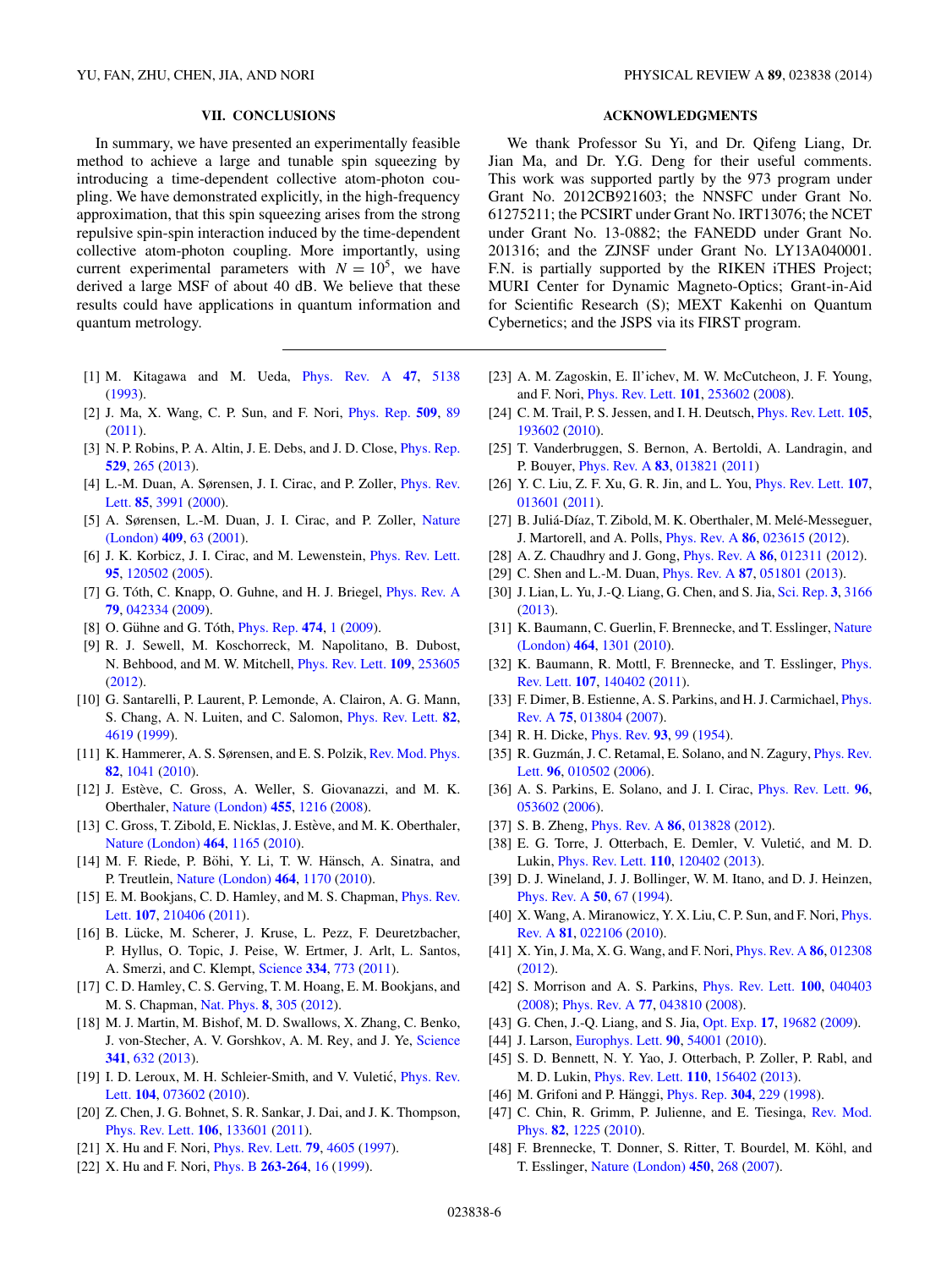## VII. CONCLUSIONS

In summary, we have presented an experimentally feasible method to achieve a large and tunable spin squeezing by introducing a time-dependent collective atom-photon coupling. We have demonstrated explicitly, in the high-frequency approximation, that this spin squeezing arises from the strong repulsive spin-spin interaction induced by the time-dependent collective atom-photon coupling. More importantly, using current experimental parameters with $N = 10^5$, we have derived a large MSF of about 40 dB. We believe that these results could have applications in quantum information and quantum metrology.

## ACKNOWLEDGMENTS

We thank Professor Su Yi, and Dr. Qifeng Liang, Dr. Jian Ma, and Dr. Y.G. Deng for their useful comments. This work was supported partly by the 973 program under Grant No. 2012CB921603; the NNSFC under Grant No. 61275211; the PCSIRT under Grant No. IRT13076; the NCET under Grant No. 13-0882; the FANEDD under Grant No. 201316; and the ZJNSF under Grant No. LY13A040001. F.N. is partially supported by the RIKEN iTHES Project; MURI Center for Dynamic Magneto-Optics; Grant-in-Aid for Scientific Research (S); MEXT Kakenhi on Quantum Cybernetics; and the JSPS via its FIRST program.

[1] M. Kitagawa and M. Ueda, Phys. Rev. A **47**, 5138 (1993).

[2] J. Ma, X. Wang, C. P. Sun, and F. Nori, Phys. Rep. **509**, 89 (2011).

[3] N. P. Robins, P. A. Altin, J. E. Debs, and J. D. Close, Phys. Rep. **529**, 265 (2013).

[4] L.-M. Duan, A. Sørensen, J. I. Cirac, and P. Zoller, Phys. Rev. Lett. **85**, 3991 (2000).

[5] A. Sørensen, L.-M. Duan, J. I. Cirac, and P. Zoller, Nature (London) **409**, 63 (2001).

[6] J. K. Korbicz, J. I. Cirac, and M. Lewenstein, Phys. Rev. Lett. **95**, 120502 (2005).

[7] G. Tóth, C. Knapp, O. Guhne, and H. J. Briegel, Phys. Rev. A **79**, 042334 (2009).

[8] O. Gühne and G. Tóth, Phys. Rep. **474**, 1 (2009).

[9] R. J. Sewell, M. Koschorreck, M. Napolitano, B. Dubost, N. Behbood, and M. W. Mitchell, Phys. Rev. Lett. **109**, 253605 (2012).

[10] G. Santarelli, P. Laurent, P. Lemonde, A. Clairon, A. G. Mann, S. Chang, A. N. Luiten, and C. Salomon, Phys. Rev. Lett. **82**, 4619 (1999).

[11] K. Hammerer, A. S. Sørensen, and E. S. Polzik, Rev. Mod. Phys. **82**, 1041 (2010).

[12] J. Estève, C. Gross, A. Weller, S. Giovanazzi, and M. K. Oberthaler, Nature (London) **455**, 1216 (2008).

[13] C. Gross, T. Zibold, E. Nicklas, J. Estève, and M. K. Oberthaler, Nature (London) **464**, 1165 (2010).

[14] M. F. Riede, P. Böhi, Y. Li, T. W. Hänsch, A. Sinatra, and P. Treutlein, Nature (London) **464**, 1170 (2010).

[15] E. M. Bookjans, C. D. Hamley, and M. S. Chapman, Phys. Rev. Lett. **107**, 210406 (2011).

[16] B. Lücke, M. Scherer, J. Kruse, L. Pezz, F. Deuretzbacher, P. Hyllus, O. Topic, J. Peise, W. Ertmer, J. Arlt, L. Santos, A. Smerzi, and C. Klempt, Science **334**, 773 (2011).

[17] C. D. Hamley, C. S. Gerving, T. M. Hoang, E. M. Bookjans, and M. S. Chapman, Nat. Phys. **8**, 305 (2012).

[18] M. J. Martin, M. Bishof, M. D. Swallows, X. Zhang, C. Benko, J. von-Stecher, A. V. Gorshkov, A. M. Rey, and J. Ye, Science **341**, 632 (2013).

[19] I. D. Leroux, M. H. Schleier-Smith, and V. Vuletić, Phys. Rev. Lett. **104**, 073602 (2010).

[20] Z. Chen, J. G. Bohnet, S. R. Sankar, J. Dai, and J. K. Thompson, Phys. Rev. Lett. **106**, 133601 (2011).

[21] X. Hu and F. Nori, Phys. Rev. Lett. **79**, 4605 (1997).

[22] X. Hu and F. Nori, Phys. B **263-264**, 16 (1999).

[23] A. M. Zagoskin, E. Il'ichev, M. W. McCutcheon, J. F. Young, and F. Nori, Phys. Rev. Lett. **101**, 253602 (2008).

[24] C. M. Trail, P. S. Jessen, and I. H. Deutsch, Phys. Rev. Lett. **105**, 193602 (2010).

[25] T. Vanderbruggen, S. Bernon, A. Bertoldi, A. Landragin, and P. Bouyer, Phys. Rev. A **83**, 013821 (2011)

[26] Y. C. Liu, Z. F. Xu, G. R. Jin, and L. You, Phys. Rev. Lett. **107**, 013601 (2011).

[27] B. Juliá-Díaz, T. Zibold, M. K. Oberthaler, M. Melé-Messeguer, J. Martorell, and A. Polls, Phys. Rev. A **86**, 023615 (2012).

[28] A. Z. Chaudhry and J. Gong, Phys. Rev. A **86**, 012311 (2012).

[29] C. Shen and L.-M. Duan, Phys. Rev. A **87**, 051801 (2013).

[30] J. Lian, L. Yu, J.-Q. Liang, G. Chen, and S. Jia, Sci. Rep. **3**, 3166 (2013).

[31] K. Baumann, C. Guerlin, F. Brennecke, and T. Esslinger, Nature (London) **464**, 1301 (2010).

[32] K. Baumann, R. Mottl, F. Brennecke, and T. Esslinger, Phys. Rev. Lett. **107**, 140402 (2011).

[33] F. Dimer, B. Estienne, A. S. Parkins, and H. J. Carmichael, Phys. Rev. A **75**, 013804 (2007).

[34] R. H. Dicke, Phys. Rev. **93**, 99 (1954).

[35] R. Guzmán, J. C. Retamal, E. Solano, and N. Zagury, Phys. Rev. Lett. **96**, 010502 (2006).

[36] A. S. Parkins, E. Solano, and J. I. Cirac, Phys. Rev. Lett. **96**, 053602 (2006).

[37] S. B. Zheng, Phys. Rev. A **86**, 013828 (2012).

[38] E. G. Torre, J. Otterbach, E. Demler, V. Vuletić, and M. D. Lukin, Phys. Rev. Lett. **110**, 120402 (2013).

[39] D. J. Wineland, J. J. Bollinger, W. M. Itano, and D. J. Heinzen, Phys. Rev. A **50**, 67 (1994).

[40] X. Wang, A. Miranowicz, Y. X. Liu, C. P. Sun, and F. Nori, Phys. Rev. A **81**, 022106 (2010).

[41] X. Yin, J. Ma, X. G. Wang, and F. Nori, Phys. Rev. A **86**, 012308 (2012).

[42] S. Morrison and A. S. Parkins, Phys. Rev. Lett. **100**, 040403 (2008); Phys. Rev. A **77**, 043810 (2008).

[43] G. Chen, J.-Q. Liang, and S. Jia, Opt. Exp. **17**, 19682 (2009).

[44] J. Larson, Europhys. Lett. **90**, 54001 (2010).

[45] S. D. Bennett, N. Y. Yao, J. Otterbach, P. Zoller, P. Rabl, and M. D. Lukin, Phys. Rev. Lett. **110**, 156402 (2013).

[46] M. Grifoni and P. Hänggi, Phys. Rep. **304**, 229 (1998).

[47] C. Chin, R. Grimm, P. Julienne, and E. Tiesinga, Rev. Mod. Phys. **82**, 1225 (2010).

[48] F. Brennecke, T. Donner, S. Ritter, T. Bourdel, M. Köhl, and T. Esslinger, Nature (London) **450**, 268 (2007).